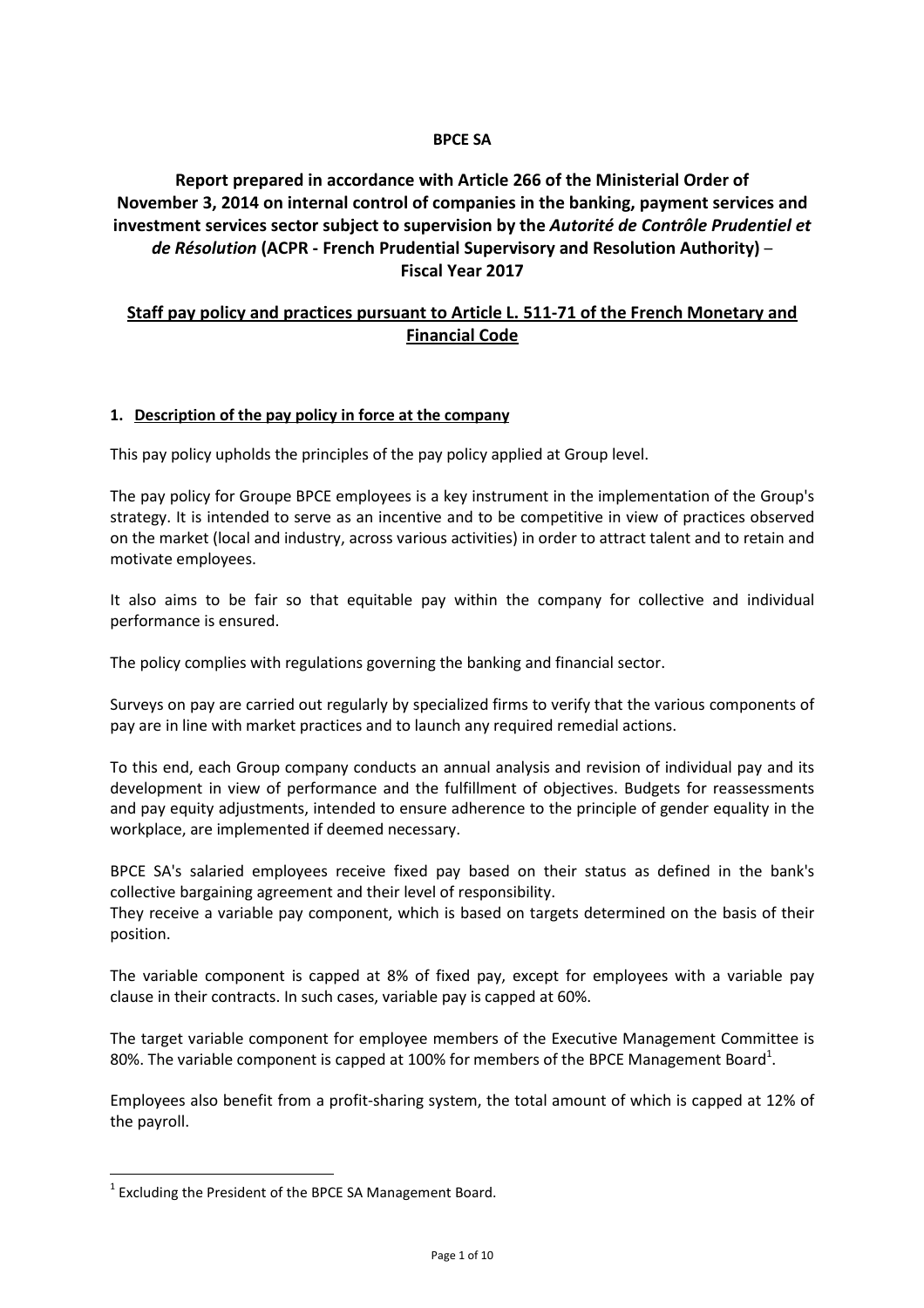**BPCE SA**

# Report prepared in accordance with Article 266 of the Ministerial Order of November 3, 2014 on internal control of companies in the banking, payment services and investment services sector subject to supervision by the *Autorité de Contrôle Prudentiel et de Résolution* (ACPR - French Prudential Supervisory and Resolution Authority) – Fiscal Year 2017

## Staff pay policy and practices pursuant to Article L. 511-71 of the French Monetary and Financial Code

### 1. Description of the pay policy in force at the company

This pay policy upholds the principles of the pay policy applied at Group level.

The pay policy for Groupe BPCE employees is a key instrument in the implementation of the Group's strategy. It is intended to serve as an incentive and to be competitive in view of practices observed on the market (local and industry, across various activities) in order to attract talent and to retain and motivate employees.

It also aims to be fair so that equitable pay within the company for collective and individual performance is ensured.

The policy complies with regulations governing the banking and financial sector.

Surveys on pay are carried out regularly by specialized firms to verify that the various components of pay are in line with market practices and to launch any required remedial actions.

To this end, each Group company conducts an annual analysis and revision of individual pay and its development in view of performance and the fulfillment of objectives. Budgets for reassessments and pay equity adjustments, intended to ensure adherence to the principle of gender equality in the workplace, are implemented if deemed necessary.

BPCE SA's salaried employees receive fixed pay based on their status as defined in the bank's collective bargaining agreement and their level of responsibility.
They receive a variable pay component, which is based on targets determined on the basis of their position.

The variable component is capped at 8% of fixed pay, except for employees with a variable pay clause in their contracts. In such cases, variable pay is capped at 60%.

The target variable component for employee members of the Executive Management Committee is 80%. The variable component is capped at 100% for members of the BPCE Management Board[1].

Employees also benefit from a profit-sharing system, the total amount of which is capped at 12% of the payroll.

[1] Excluding the President of the BPCE SA Management Board.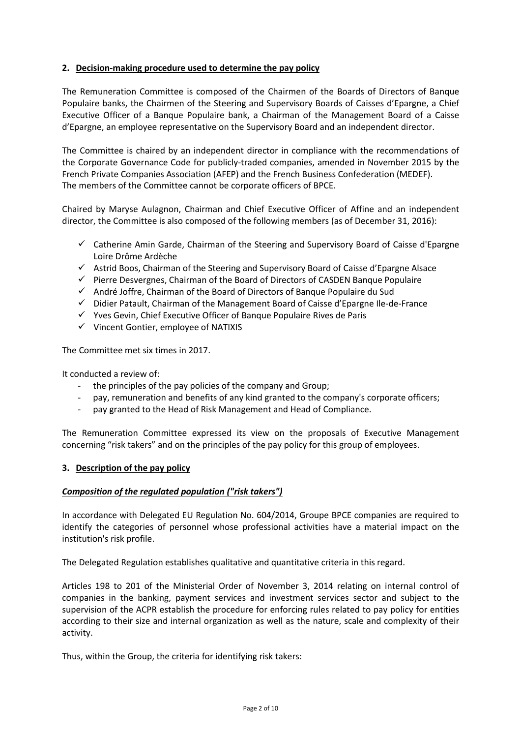## 2. Decision-making procedure used to determine the pay policy

The Remuneration Committee is composed of the Chairmen of the Boards of Directors of Banque Populaire banks, the Chairmen of the Steering and Supervisory Boards of Caisses d'Epargne, a Chief Executive Officer of a Banque Populaire bank, a Chairman of the Management Board of a Caisse d'Epargne, an employee representative on the Supervisory Board and an independent director.

The Committee is chaired by an independent director in compliance with the recommendations of the Corporate Governance Code for publicly-traded companies, amended in November 2015 by the French Private Companies Association (AFEP) and the French Business Confederation (MEDEF). The members of the Committee cannot be corporate officers of BPCE.

Chaired by Maryse Aulagnon, Chairman and Chief Executive Officer of Affine and an independent director, the Committee is also composed of the following members (as of December 31, 2016):

- ✓ Catherine Amin Garde, Chairman of the Steering and Supervisory Board of Caisse d'Epargne Loire Drôme Ardèche
- ✓ Astrid Boos, Chairman of the Steering and Supervisory Board of Caisse d'Epargne Alsace
- ✓ Pierre Desvergnes, Chairman of the Board of Directors of CASDEN Banque Populaire
- ✓ André Joffre, Chairman of the Board of Directors of Banque Populaire du Sud
- ✓ Didier Patault, Chairman of the Management Board of Caisse d'Epargne Ile-de-France
- ✓ Yves Gevin, Chief Executive Officer of Banque Populaire Rives de Paris
- ✓ Vincent Gontier, employee of NATIXIS

The Committee met six times in 2017.

It conducted a review of:

- the principles of the pay policies of the company and Group;
- pay, remuneration and benefits of any kind granted to the company's corporate officers;
- pay granted to the Head of Risk Management and Head of Compliance.

The Remuneration Committee expressed its view on the proposals of Executive Management concerning "risk takers" and on the principles of the pay policy for this group of employees.

## 3. Description of the pay policy

***Composition of the regulated population ("risk takers")***

In accordance with Delegated EU Regulation No. 604/2014, Groupe BPCE companies are required to identify the categories of personnel whose professional activities have a material impact on the institution's risk profile.

The Delegated Regulation establishes qualitative and quantitative criteria in this regard.

Articles 198 to 201 of the Ministerial Order of November 3, 2014 relating on internal control of companies in the banking, payment services and investment services sector and subject to the supervision of the ACPR establish the procedure for enforcing rules related to pay policy for entities according to their size and internal organization as well as the nature, scale and complexity of their activity.

Thus, within the Group, the criteria for identifying risk takers: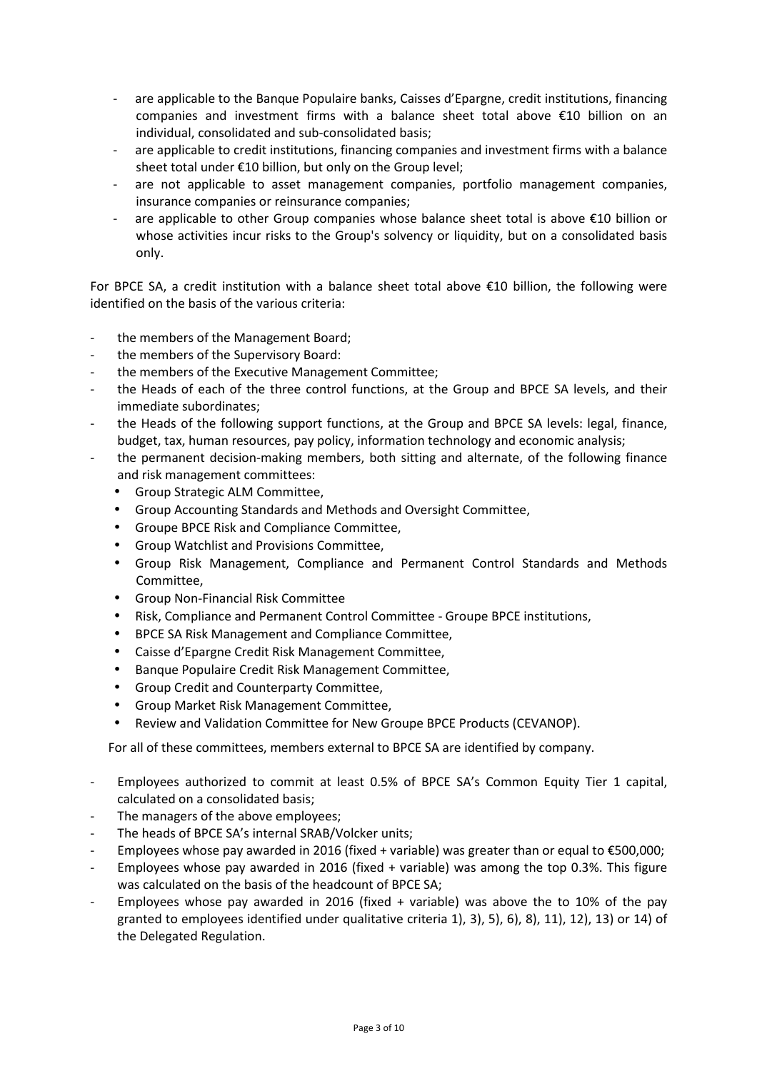- are applicable to the Banque Populaire banks, Caisses d'Epargne, credit institutions, financing companies and investment firms with a balance sheet total above €10 billion on an individual, consolidated and sub-consolidated basis;
- are applicable to credit institutions, financing companies and investment firms with a balance sheet total under €10 billion, but only on the Group level;
- are not applicable to asset management companies, portfolio management companies, insurance companies or reinsurance companies;
- are applicable to other Group companies whose balance sheet total is above €10 billion or whose activities incur risks to the Group's solvency or liquidity, but on a consolidated basis only.

For BPCE SA, a credit institution with a balance sheet total above €10 billion, the following were identified on the basis of the various criteria:

- the members of the Management Board;
- the members of the Supervisory Board:
- the members of the Executive Management Committee;
- the Heads of each of the three control functions, at the Group and BPCE SA levels, and their immediate subordinates;
- the Heads of the following support functions, at the Group and BPCE SA levels: legal, finance, budget, tax, human resources, pay policy, information technology and economic analysis;
- the permanent decision-making members, both sitting and alternate, of the following finance and risk management committees:
  - Group Strategic ALM Committee,
  - Group Accounting Standards and Methods and Oversight Committee,
  - Groupe BPCE Risk and Compliance Committee,
  - Group Watchlist and Provisions Committee,
  - Group Risk Management, Compliance and Permanent Control Standards and Methods Committee,
  - Group Non-Financial Risk Committee
  - Risk, Compliance and Permanent Control Committee - Groupe BPCE institutions,
  - BPCE SA Risk Management and Compliance Committee,
  - Caisse d'Epargne Credit Risk Management Committee,
  - Banque Populaire Credit Risk Management Committee,
  - Group Credit and Counterparty Committee,
  - Group Market Risk Management Committee,
  - Review and Validation Committee for New Groupe BPCE Products (CEVANOP).

  For all of these committees, members external to BPCE SA are identified by company.

- Employees authorized to commit at least 0.5% of BPCE SA's Common Equity Tier 1 capital, calculated on a consolidated basis;
- The managers of the above employees;
- The heads of BPCE SA's internal SRAB/Volcker units;
- Employees whose pay awarded in 2016 (fixed + variable) was greater than or equal to €500,000;
- Employees whose pay awarded in 2016 (fixed + variable) was among the top 0.3%. This figure was calculated on the basis of the headcount of BPCE SA;
- Employees whose pay awarded in 2016 (fixed + variable) was above the to 10% of the pay granted to employees identified under qualitative criteria 1), 3), 5), 6), 8), 11), 12), 13) or 14) of the Delegated Regulation.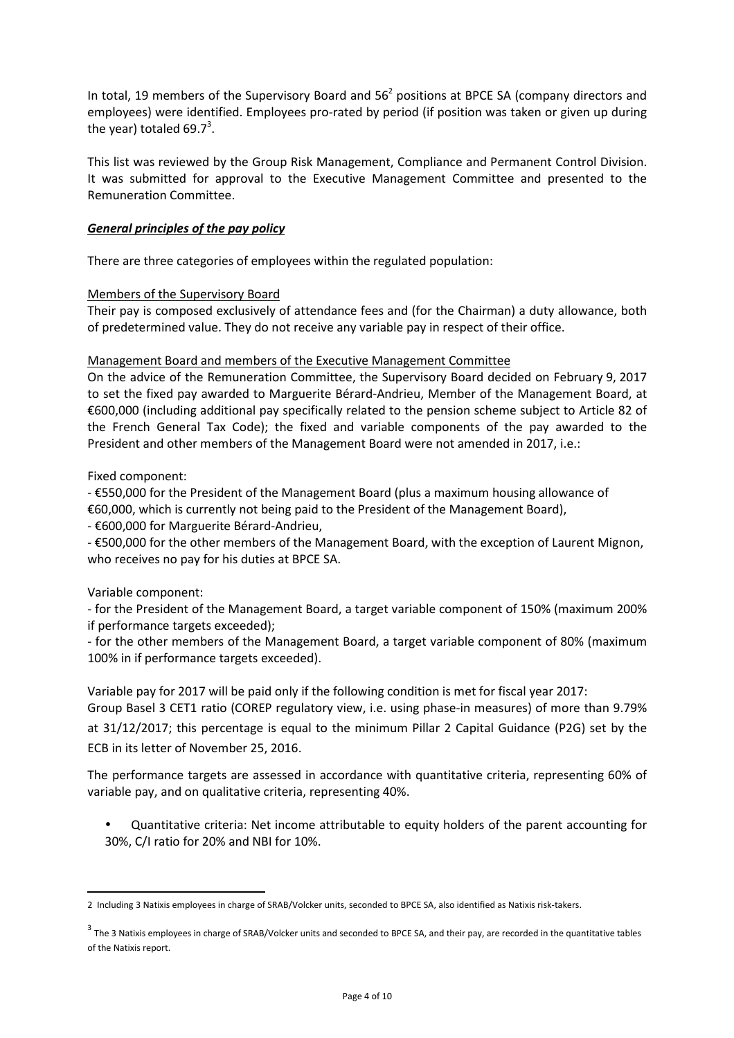In total, 19 members of the Supervisory Board and 56[2] positions at BPCE SA (company directors and employees) were identified. Employees pro-rated by period (if position was taken or given up during the year) totaled 69.7[3].

This list was reviewed by the Group Risk Management, Compliance and Permanent Control Division. It was submitted for approval to the Executive Management Committee and presented to the Remuneration Committee.

***General principles of the pay policy***

There are three categories of employees within the regulated population:

Members of the Supervisory Board

Their pay is composed exclusively of attendance fees and (for the Chairman) a duty allowance, both of predetermined value. They do not receive any variable pay in respect of their office.

Management Board and members of the Executive Management Committee

On the advice of the Remuneration Committee, the Supervisory Board decided on February 9, 2017 to set the fixed pay awarded to Marguerite Bérard-Andrieu, Member of the Management Board, at €600,000 (including additional pay specifically related to the pension scheme subject to Article 82 of the French General Tax Code); the fixed and variable components of the pay awarded to the President and other members of the Management Board were not amended in 2017, i.e.:

Fixed component:

- €550,000 for the President of the Management Board (plus a maximum housing allowance of €60,000, which is currently not being paid to the President of the Management Board),
- €600,000 for Marguerite Bérard-Andrieu,
- €500,000 for the other members of the Management Board, with the exception of Laurent Mignon, who receives no pay for his duties at BPCE SA.

Variable component:

- for the President of the Management Board, a target variable component of 150% (maximum 200% if performance targets exceeded);
- for the other members of the Management Board, a target variable component of 80% (maximum 100% in if performance targets exceeded).

Variable pay for 2017 will be paid only if the following condition is met for fiscal year 2017: Group Basel 3 CET1 ratio (COREP regulatory view, i.e. using phase-in measures) of more than 9.79% at 31/12/2017; this percentage is equal to the minimum Pillar 2 Capital Guidance (P2G) set by the ECB in its letter of November 25, 2016.

The performance targets are assessed in accordance with quantitative criteria, representing 60% of variable pay, and on qualitative criteria, representing 40%.

- Quantitative criteria: Net income attributable to equity holders of the parent accounting for 30%, C/I ratio for 20% and NBI for 10%.

---

[2] Including 3 Natixis employees in charge of SRAB/Volcker units, seconded to BPCE SA, also identified as Natixis risk-takers.

[3] The 3 Natixis employees in charge of SRAB/Volcker units and seconded to BPCE SA, and their pay, are recorded in the quantitative tables of the Natixis report.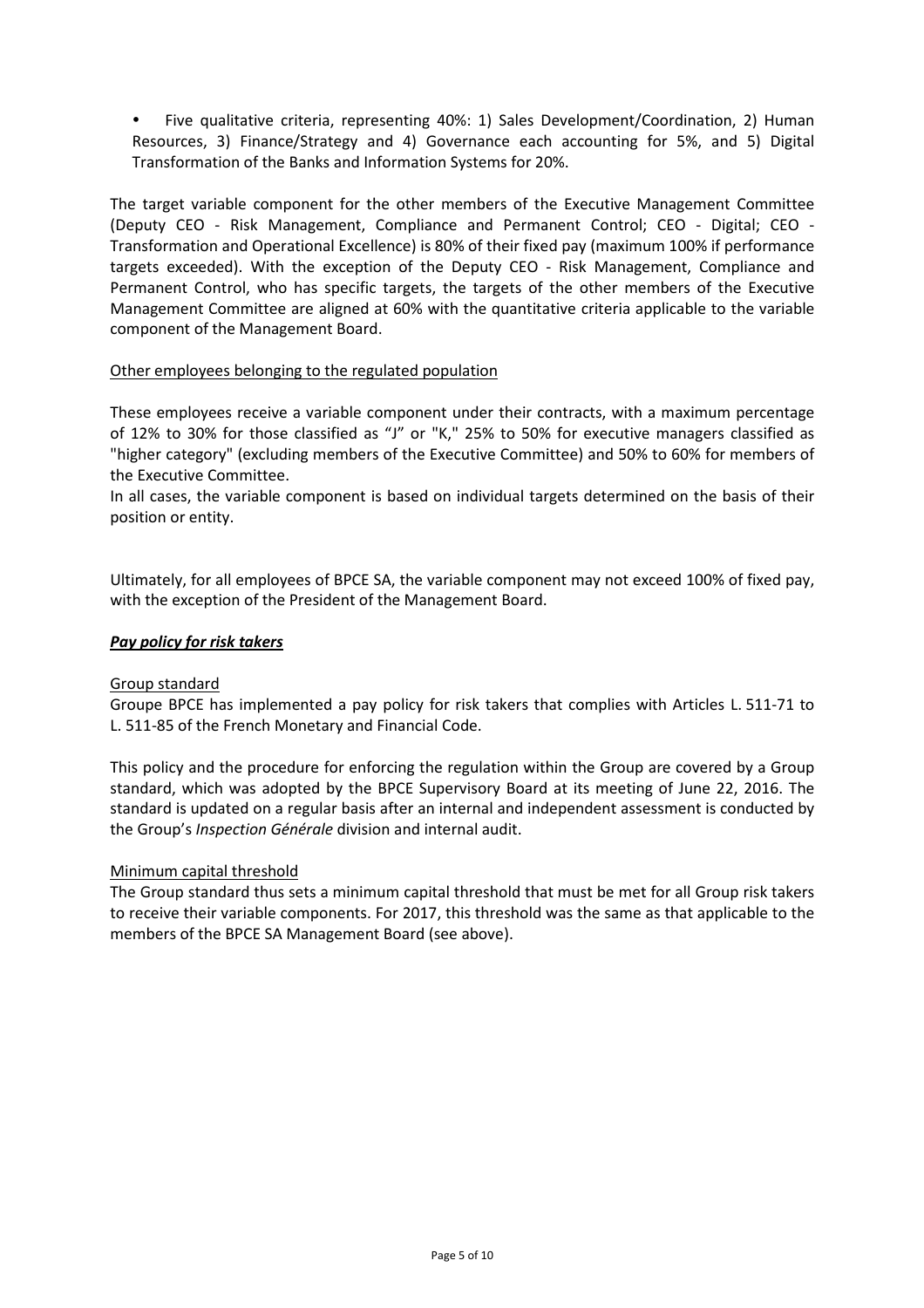- Five qualitative criteria, representing 40%: 1) Sales Development/Coordination, 2) Human Resources, 3) Finance/Strategy and 4) Governance each accounting for 5%, and 5) Digital Transformation of the Banks and Information Systems for 20%.

The target variable component for the other members of the Executive Management Committee (Deputy CEO - Risk Management, Compliance and Permanent Control; CEO - Digital; CEO - Transformation and Operational Excellence) is 80% of their fixed pay (maximum 100% if performance targets exceeded). With the exception of the Deputy CEO - Risk Management, Compliance and Permanent Control, who has specific targets, the targets of the other members of the Executive Management Committee are aligned at 60% with the quantitative criteria applicable to the variable component of the Management Board.

Other employees belonging to the regulated population

These employees receive a variable component under their contracts, with a maximum percentage of 12% to 30% for those classified as "J" or "K," 25% to 50% for executive managers classified as "higher category" (excluding members of the Executive Committee) and 50% to 60% for members of the Executive Committee.

In all cases, the variable component is based on individual targets determined on the basis of their position or entity.

Ultimately, for all employees of BPCE SA, the variable component may not exceed 100% of fixed pay, with the exception of the President of the Management Board.

***Pay policy for risk takers***

Group standard

Groupe BPCE has implemented a pay policy for risk takers that complies with Articles L. 511-71 to L. 511-85 of the French Monetary and Financial Code.

This policy and the procedure for enforcing the regulation within the Group are covered by a Group standard, which was adopted by the BPCE Supervisory Board at its meeting of June 22, 2016. The standard is updated on a regular basis after an internal and independent assessment is conducted by the Group's *Inspection Générale* division and internal audit.

Minimum capital threshold

The Group standard thus sets a minimum capital threshold that must be met for all Group risk takers to receive their variable components. For 2017, this threshold was the same as that applicable to the members of the BPCE SA Management Board (see above).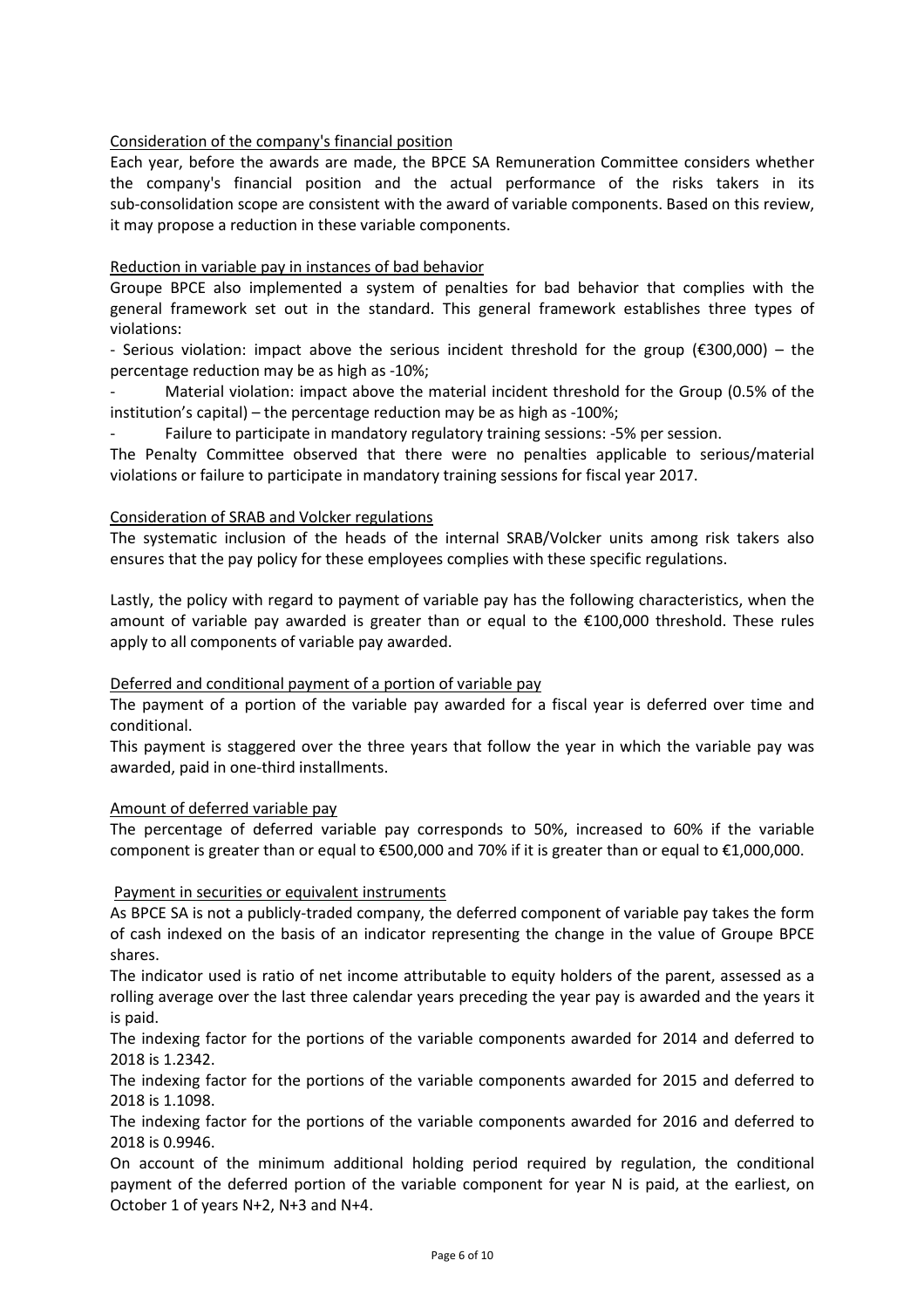Consideration of the company's financial position

Each year, before the awards are made, the BPCE SA Remuneration Committee considers whether the company's financial position and the actual performance of the risks takers in its sub-consolidation scope are consistent with the award of variable components. Based on this review, it may propose a reduction in these variable components.

Reduction in variable pay in instances of bad behavior

Groupe BPCE also implemented a system of penalties for bad behavior that complies with the general framework set out in the standard. This general framework establishes three types of violations:

- Serious violation: impact above the serious incident threshold for the group (€300,000) – the percentage reduction may be as high as -10%;
- Material violation: impact above the material incident threshold for the Group (0.5% of the institution's capital) – the percentage reduction may be as high as -100%;
- Failure to participate in mandatory regulatory training sessions: -5% per session.

The Penalty Committee observed that there were no penalties applicable to serious/material violations or failure to participate in mandatory training sessions for fiscal year 2017.

Consideration of SRAB and Volcker regulations

The systematic inclusion of the heads of the internal SRAB/Volcker units among risk takers also ensures that the pay policy for these employees complies with these specific regulations.

Lastly, the policy with regard to payment of variable pay has the following characteristics, when the amount of variable pay awarded is greater than or equal to the €100,000 threshold. These rules apply to all components of variable pay awarded.

Deferred and conditional payment of a portion of variable pay

The payment of a portion of the variable pay awarded for a fiscal year is deferred over time and conditional.

This payment is staggered over the three years that follow the year in which the variable pay was awarded, paid in one-third installments.

Amount of deferred variable pay

The percentage of deferred variable pay corresponds to 50%, increased to 60% if the variable component is greater than or equal to €500,000 and 70% if it is greater than or equal to €1,000,000.

Payment in securities or equivalent instruments

As BPCE SA is not a publicly-traded company, the deferred component of variable pay takes the form of cash indexed on the basis of an indicator representing the change in the value of Groupe BPCE shares.

The indicator used is ratio of net income attributable to equity holders of the parent, assessed as a rolling average over the last three calendar years preceding the year pay is awarded and the years it is paid.

The indexing factor for the portions of the variable components awarded for 2014 and deferred to 2018 is 1.2342.

The indexing factor for the portions of the variable components awarded for 2015 and deferred to 2018 is 1.1098.

The indexing factor for the portions of the variable components awarded for 2016 and deferred to 2018 is 0.9946.

On account of the minimum additional holding period required by regulation, the conditional payment of the deferred portion of the variable component for year N is paid, at the earliest, on October 1 of years N+2, N+3 and N+4.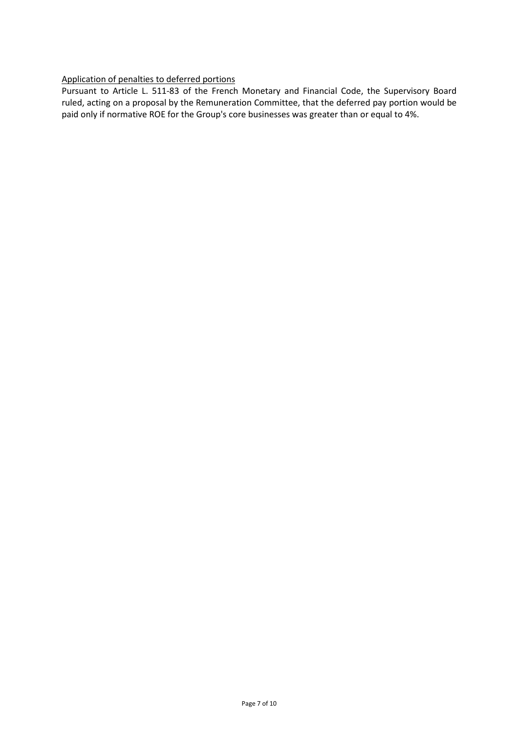Application of penalties to deferred portions

Pursuant to Article L. 511-83 of the French Monetary and Financial Code, the Supervisory Board ruled, acting on a proposal by the Remuneration Committee, that the deferred pay portion would be paid only if normative ROE for the Group's core businesses was greater than or equal to 4%.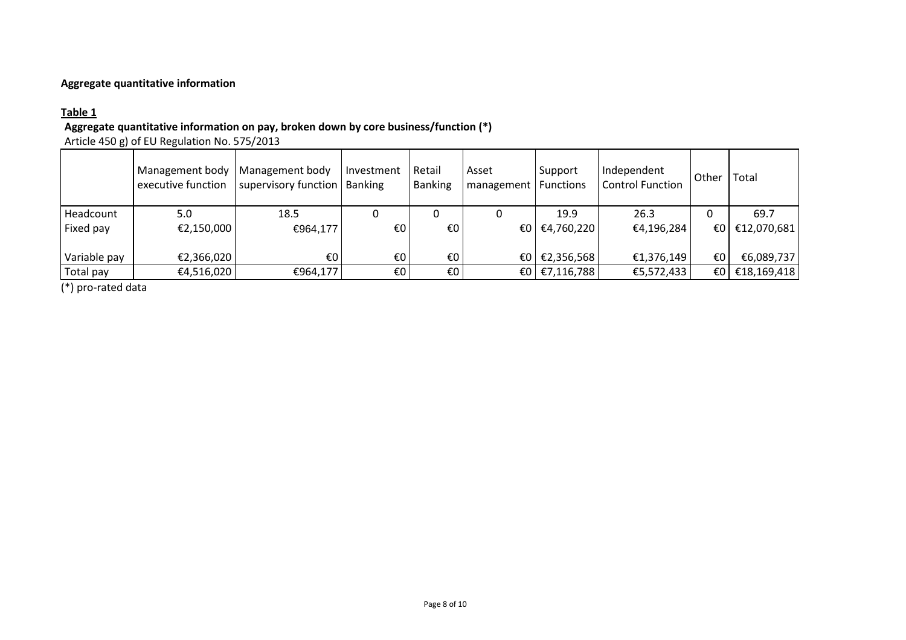**Aggregate quantitative information**

**Table 1**

**Aggregate quantitative information on pay, broken down by core business/function (*)**

Article 450 g) of EU Regulation No. 575/2013

| | Management body executive function | Management body supervisory function | Investment Banking | Retail Banking | Asset management | Support Functions | Independent Control Function | Other | Total |
|---|---|---|---|---|---|---|---|---|---|
| Headcount | 5.0 | 18.5 | 0 | 0 | 0 | 19.9 | 26.3 | 0 | 69.7 |
| Fixed pay | €2,150,000 | €964,177 | €0 | €0 | €0 | €4,760,220 | €4,196,284 | €0 | €12,070,681 |
| Variable pay | €2,366,020 | €0 | €0 | €0 | €0 | €2,356,568 | €1,376,149 | €0 | €6,089,737 |
| Total pay | €4,516,020 | €964,177 | €0 | €0 | €0 | €7,116,788 | €5,572,433 | €0 | €18,169,418 |

(*) pro-rated data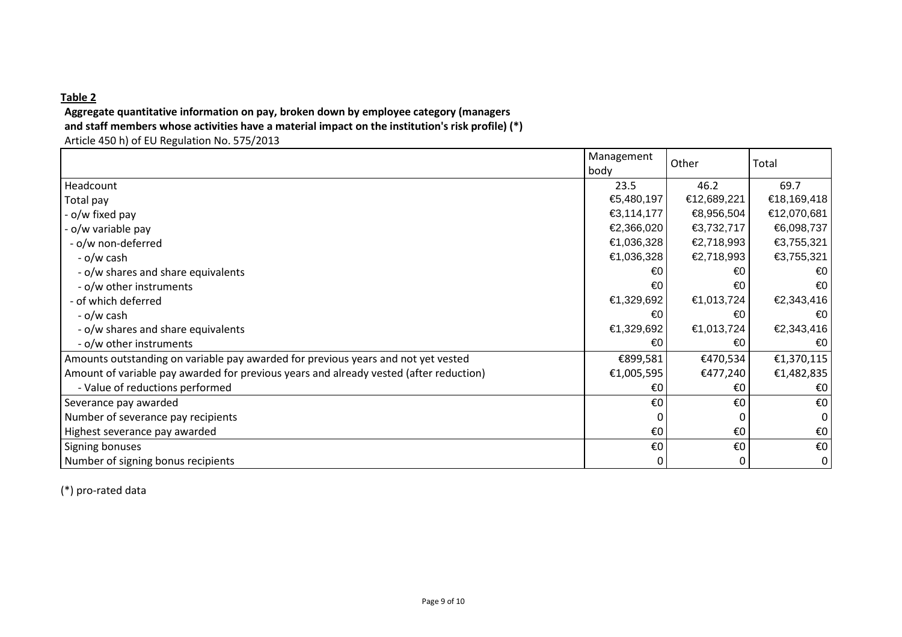**Table 2**

**Aggregate quantitative information on pay, broken down by employee category (managers and staff members whose activities have a material impact on the institution's risk profile) (*)**

Article 450 h) of EU Regulation No. 575/2013

| | Management body | Other | Total |
|---|---|---|---|
| Headcount | 23.5 | 46.2 | 69.7 |
| Total pay | €5,480,197 | €12,689,221 | €18,169,418 |
| - o/w fixed pay | €3,114,177 | €8,956,504 | €12,070,681 |
| - o/w variable pay | €2,366,020 | €3,732,717 | €6,098,737 |
| - o/w non-deferred | €1,036,328 | €2,718,993 | €3,755,321 |
| - o/w cash | €1,036,328 | €2,718,993 | €3,755,321 |
| - o/w shares and share equivalents | €0 | €0 | €0 |
| - o/w other instruments | €0 | €0 | €0 |
| - of which deferred | €1,329,692 | €1,013,724 | €2,343,416 |
| - o/w cash | €0 | €0 | €0 |
| - o/w shares and share equivalents | €1,329,692 | €1,013,724 | €2,343,416 |
| - o/w other instruments | €0 | €0 | €0 |
| Amounts outstanding on variable pay awarded for previous years and not yet vested | €899,581 | €470,534 | €1,370,115 |
| Amount of variable pay awarded for previous years and already vested (after reduction) | €1,005,595 | €477,240 | €1,482,835 |
| - Value of reductions performed | €0 | €0 | €0 |
| Severance pay awarded | €0 | €0 | €0 |
| Number of severance pay recipients | 0 | 0 | 0 |
| Highest severance pay awarded | €0 | €0 | €0 |
| Signing bonuses | €0 | €0 | €0 |
| Number of signing bonus recipients | 0 | 0 | 0 |

(*) pro-rated data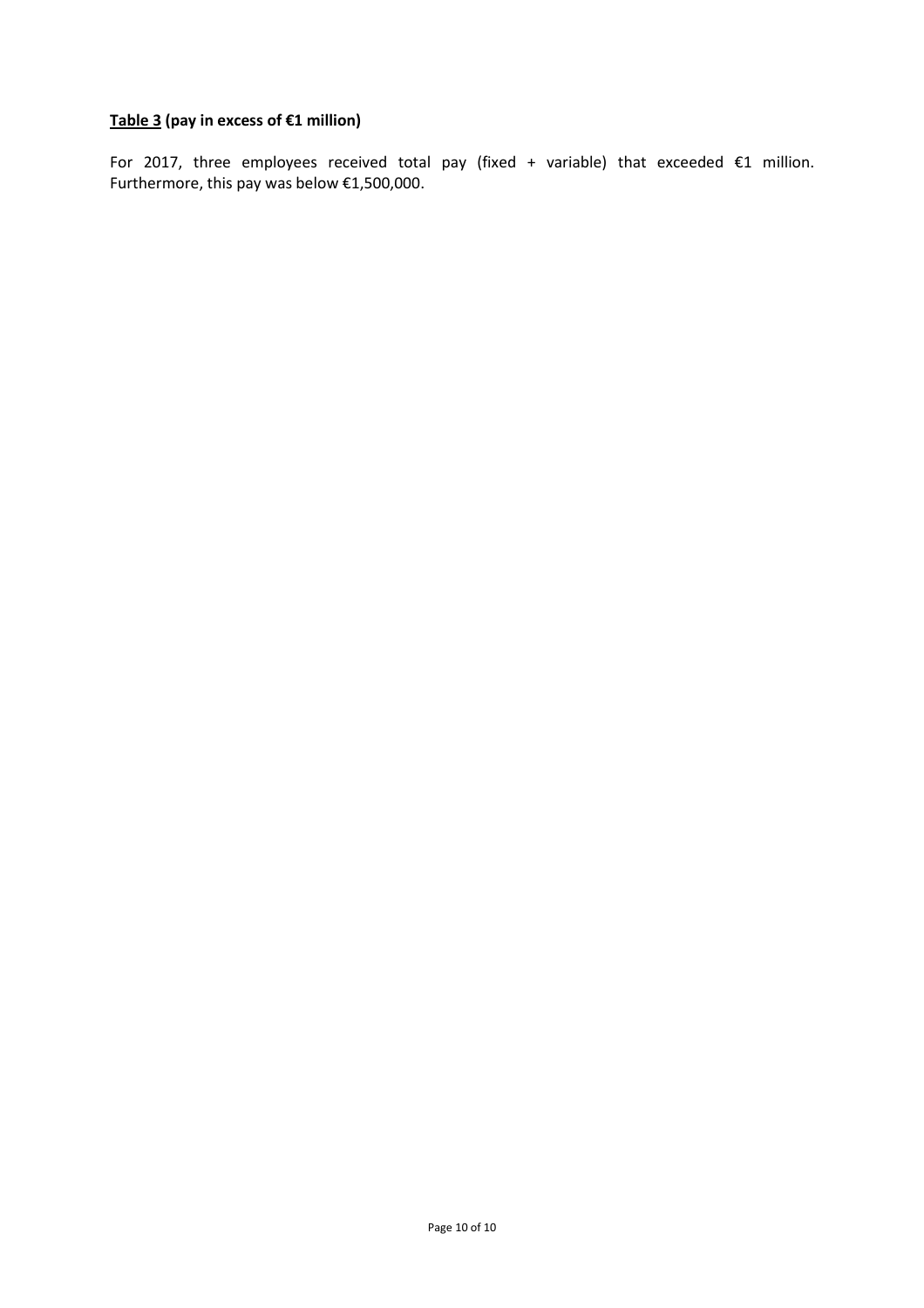**<u>Table 3</u> (pay in excess of €1 million)**

For 2017, three employees received total pay (fixed + variable) that exceeded €1 million. Furthermore, this pay was below €1,500,000.